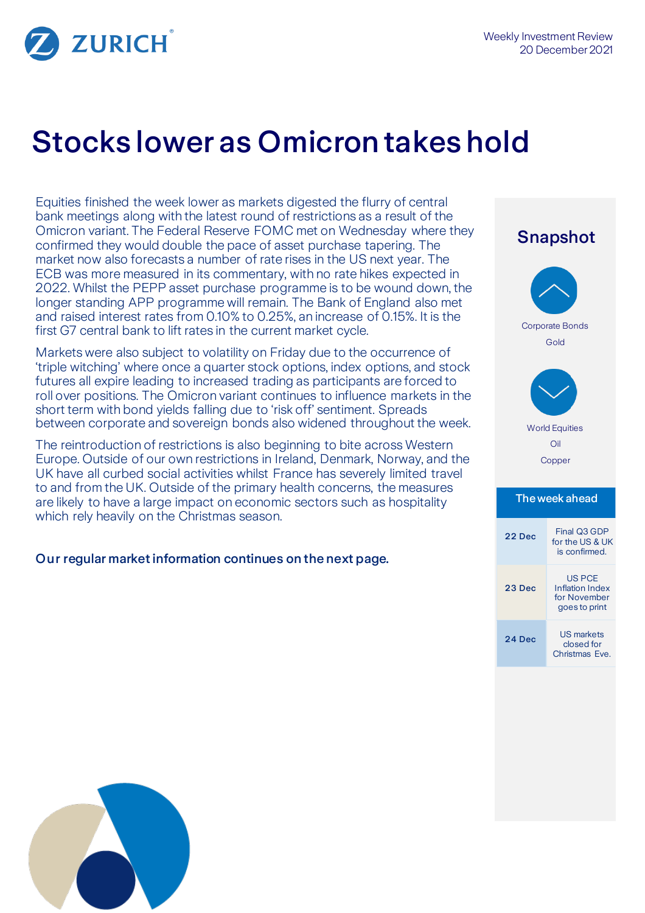Weekly Investment Review
20 December 2021

# Stocks lower as Omicron takes hold

Equities finished the week lower as markets digested the flurry of central bank meetings along with the latest round of restrictions as a result of the Omicron variant. The Federal Reserve FOMC met on Wednesday where they confirmed they would double the pace of asset purchase tapering. The market now also forecasts a number of rate rises in the US next year. The ECB was more measured in its commentary, with no rate hikes expected in 2022. Whilst the PEPP asset purchase programme is to be wound down, the longer standing APP programme will remain. The Bank of England also met and raised interest rates from 0.10% to 0.25%, an increase of 0.15%. It is the first G7 central bank to lift rates in the current market cycle.

Markets were also subject to volatility on Friday due to the occurrence of 'triple witching' where once a quarter stock options, index options, and stock futures all expire leading to increased trading as participants are forced to roll over positions. The Omicron variant continues to influence markets in the short term with bond yields falling due to 'risk off' sentiment. Spreads between corporate and sovereign bonds also widened throughout the week.

The reintroduction of restrictions is also beginning to bite across Western Europe. Outside of our own restrictions in Ireland, Denmark, Norway, and the UK have all curbed social activities whilst France has severely limited travel to and from the UK. Outside of the primary health concerns, the measures are likely to have a large impact on economic sectors such as hospitality which rely heavily on the Christmas season.

**Our regular market information continues on the next page.**

## Snapshot

**Up:**
- Corporate Bonds
- Gold

**Down:**
- World Equities
- Oil
- Copper

### The week ahead

| Date | Event |
|---|---|
| 22 Dec | Final Q3 GDP for the US & UK is confirmed. |
| 23 Dec | US PCE Inflation Index for November goes to print |
| 24 Dec | US markets closed for Christmas Eve. |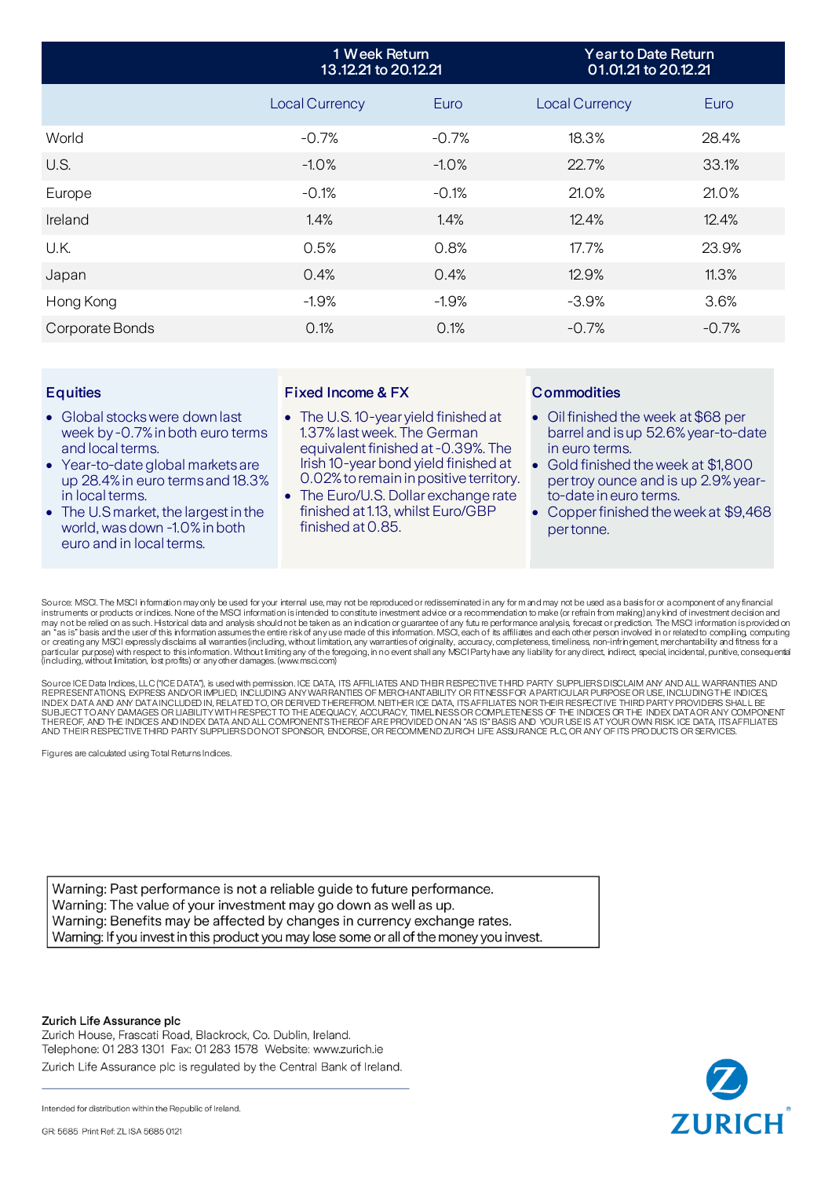| | 1 Week Return 13.12.21 to 20.12.21 | | Year to Date Return 01.01.21 to 20.12.21 | |
|---|---|---|---|---|
| | Local Currency | Euro | Local Currency | Euro |
| World | -0.7% | -0.7% | 18.3% | 28.4% |
| U.S. | -1.0% | -1.0% | 22.7% | 33.1% |
| Europe | -0.1% | -0.1% | 21.0% | 21.0% |
| Ireland | 1.4% | 1.4% | 12.4% | 12.4% |
| U.K. | 0.5% | 0.8% | 17.7% | 23.9% |
| Japan | 0.4% | 0.4% | 12.9% | 11.3% |
| Hong Kong | -1.9% | -1.9% | -3.9% | 3.6% |
| Corporate Bonds | 0.1% | 0.1% | -0.7% | -0.7% |

### Equities

- Global stocks were down last week by -0.7% in both euro terms and local terms.
- Year-to-date global markets are up 28.4% in euro terms and 18.3% in local terms.
- The U.S market, the largest in the world, was down -1.0% in both euro and in local terms.

### Fixed Income & FX

- The U.S. 10-year yield finished at 1.37% last week. The German equivalent finished at -0.39%. The Irish 10-year bond yield finished at 0.02% to remain in positive territory.
- The Euro/U.S. Dollar exchange rate finished at 1.13, whilst Euro/GBP finished at 0.85.

### Commodities

- Oil finished the week at $68 per barrel and is up 52.6% year-to-date in euro terms.
- Gold finished the week at $1,800 per troy ounce and is up 2.9% year-to-date in euro terms.
- Copper finished the week at $9,468 per tonne.

Source: MSCI. The MSCI information may only be used for your internal use, may not be reproduced or redisseminated in any form and may not be used as a basis for or a component of any financial instruments or products or indices. None of the MSCI information is intended to constitute investment advice or a recommendation to make (or refrain from making) any kind of investment decision and may not be relied on as such. Historical data and analysis should not be taken as an indication or guarantee of any future performance analysis, forecast or prediction. The MSCI information is provided on an "as is" basis and the user of this information assumes the entire risk of any use made of this information. MSCI, each of its affiliates and each other person involved in or related to compiling, computing or creating any MSCI expressly disclaims all warranties (including, without limitation, any warranties of originality, accuracy, completeness, timeliness, non-infringement, merchantability and fitness for a particular purpose) with respect to this information. Without limiting any of the foregoing, in no event shall any MSCI Party have any liability for any direct, indirect, special, incidental, punitive, consequential (including, without limitation, lost profits) or any other damages. (www.msci.com)

Source ICE Data Indices, LLC ("ICE DATA"), is used with permission. ICE DATA, ITS AFFILIATES AND THEIR RESPECTIVE THIRD PARTY SUPPLIERS DISCLAIM ANY AND ALL WARRANTIES AND REPRESENTATIONS, EXPRESS AND/OR IMPLIED, INCLUDING ANY WARRANTIES OF MERCHANTABILITY OR FITNESS FOR A PARTICULAR PURPOSE OR USE, INCLUDING THE INDICES, INDEX DATA AND ANY DATA INCLUDED IN, RELATED TO, OR DERIVED THEREFROM. NEITHER ICE DATA, ITS AFFILIATES NOR THEIR RESPECTIVE THIRD PARTY PROVIDERS SHALL BE SUBJECT TO ANY DAMAGES OR LIABILITY WITH RESPECT TO THE ADEQUACY, ACCURACY, TIMELINESS OR COMPLETENESS OF THE INDICES OR THE INDEX DATA OR ANY COMPONENT THEREOF, AND THE INDICES AND INDEX DATA AND ALL COMPONENTS THEREOF ARE PROVIDED ON AN "AS IS" BASIS AND YOUR USE IS AT YOUR OWN RISK. ICE DATA, ITS AFFILIATES AND THEIR RESPECTIVE THIRD PARTY SUPPLIERS DO NOT SPONSOR, ENDORSE, OR RECOMMEND ZURICH LIFE ASSURANCE PLC, OR ANY OF ITS PRODUCTS OR SERVICES.

Figures are calculated using Total Returns Indices.

Warning: Past performance is not a reliable guide to future performance.
Warning: The value of your investment may go down as well as up.
Warning: Benefits may be affected by changes in currency exchange rates.
Warning: If you invest in this product you may lose some or all of the money you invest.

**Zurich Life Assurance plc**
Zurich House, Frascati Road, Blackrock, Co. Dublin, Ireland.
Telephone: 01 283 1301 Fax: 01 283 1578 Website: www.zurich.ie
Zurich Life Assurance plc is regulated by the Central Bank of Ireland.

Intended for distribution within the Republic of Ireland.

GR: 5685 Print Ref: ZL ISA 5685 0121

ZURICH